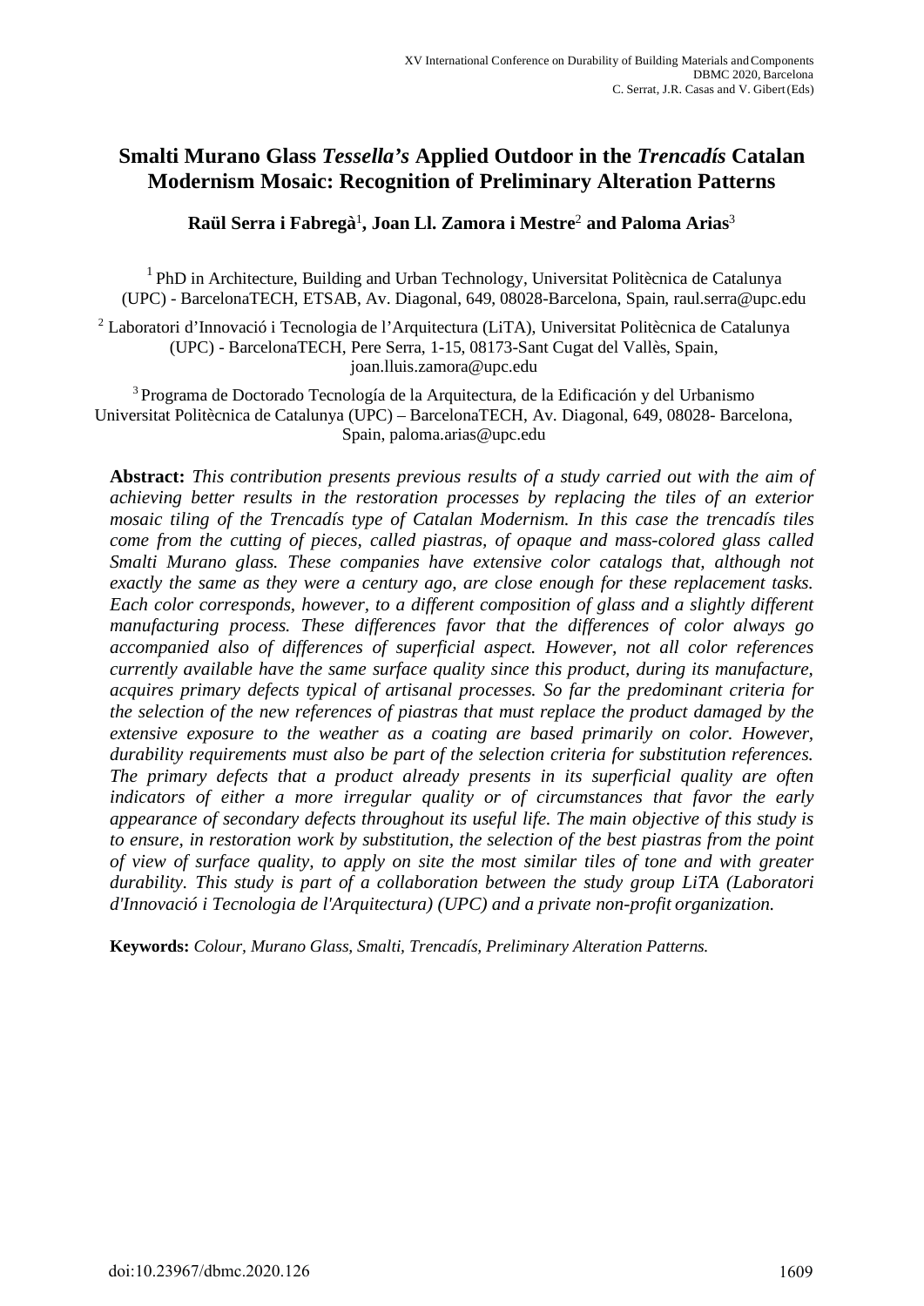# Smalti Murano Glass *Tessella's* Applied Outdoor in the *Trencadís* Catalan Modernism Mosaic: Recognition of Preliminary Alteration Patterns

**Raül Serra i Fabregà**[1], **Joan Ll. Zamora i Mestre**[2] **and Paloma Arias**[3]

[1] PhD in Architecture, Building and Urban Technology, Universitat Politècnica de Catalunya (UPC) - BarcelonaTECH, ETSAB, Av. Diagonal, 649, 08028-Barcelona, Spain, raul.serra@upc.edu

[2] Laboratori d'Innovació i Tecnologia de l'Arquitectura (LiTA), Universitat Politècnica de Catalunya (UPC) - BarcelonaTECH, Pere Serra, 1-15, 08173-Sant Cugat del Vallès, Spain, joan.lluis.zamora@upc.edu

[3] Programa de Doctorado Tecnología de la Arquitectura, de la Edificación y del Urbanismo Universitat Politècnica de Catalunya (UPC) – BarcelonaTECH, Av. Diagonal, 649, 08028- Barcelona, Spain, paloma.arias@upc.edu

**Abstract:** *This contribution presents previous results of a study carried out with the aim of achieving better results in the restoration processes by replacing the tiles of an exterior mosaic tiling of the Trencadís type of Catalan Modernism. In this case the trencadís tiles come from the cutting of pieces, called piastras, of opaque and mass-colored glass called Smalti Murano glass. These companies have extensive color catalogs that, although not exactly the same as they were a century ago, are close enough for these replacement tasks. Each color corresponds, however, to a different composition of glass and a slightly different manufacturing process. These differences favor that the differences of color always go accompanied also of differences of superficial aspect. However, not all color references currently available have the same surface quality since this product, during its manufacture, acquires primary defects typical of artisanal processes. So far the predominant criteria for the selection of the new references of piastras that must replace the product damaged by the extensive exposure to the weather as a coating are based primarily on color. However, durability requirements must also be part of the selection criteria for substitution references. The primary defects that a product already presents in its superficial quality are often indicators of either a more irregular quality or of circumstances that favor the early appearance of secondary defects throughout its useful life. The main objective of this study is to ensure, in restoration work by substitution, the selection of the best piastras from the point of view of surface quality, to apply on site the most similar tiles of tone and with greater durability. This study is part of a collaboration between the study group LiTA (Laboratori d'Innovació i Tecnologia de l'Arquitectura) (UPC) and a private non-profit organization.*

**Keywords:** *Colour, Murano Glass, Smalti, Trencadís, Preliminary Alteration Patterns.*

doi:10.23967/dbmc.2020.126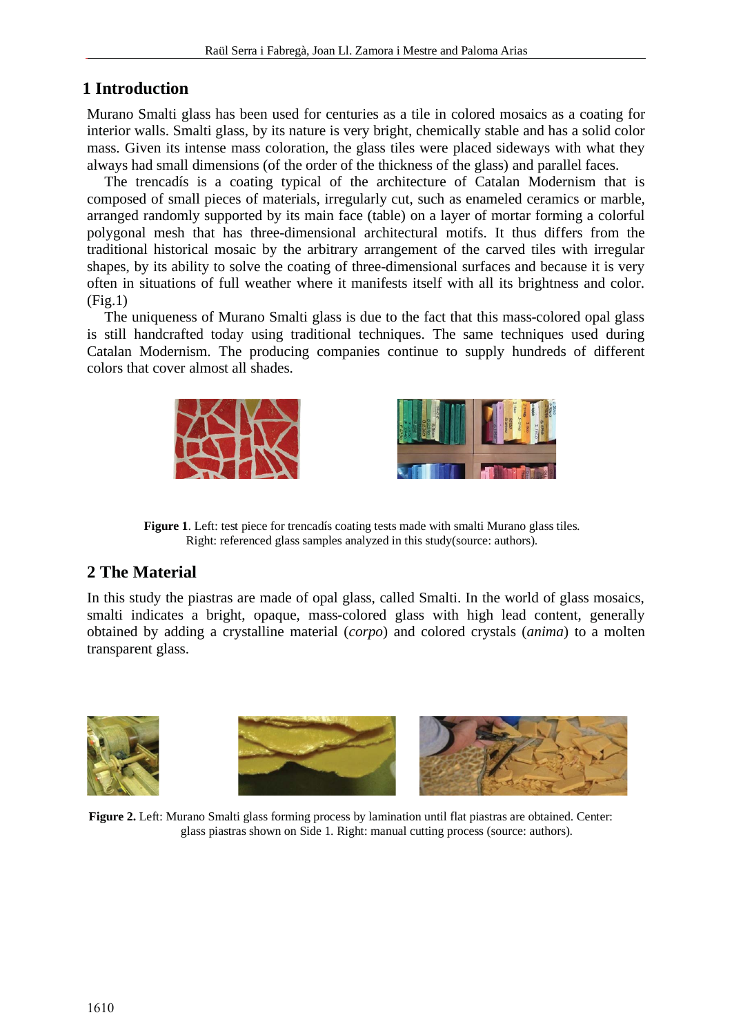## 1 Introduction

Murano Smalti glass has been used for centuries as a tile in colored mosaics as a coating for interior walls. Smalti glass, by its nature is very bright, chemically stable and has a solid color mass. Given its intense mass coloration, the glass tiles were placed sideways with what they always had small dimensions (of the order of the thickness of the glass) and parallel faces.

The trencadís is a coating typical of the architecture of Catalan Modernism that is composed of small pieces of materials, irregularly cut, such as enameled ceramics or marble, arranged randomly supported by its main face (table) on a layer of mortar forming a colorful polygonal mesh that has three-dimensional architectural motifs. It thus differs from the traditional historical mosaic by the arbitrary arrangement of the carved tiles with irregular shapes, by its ability to solve the coating of three-dimensional surfaces and because it is very often in situations of full weather where it manifests itself with all its brightness and color. (Fig.1)

The uniqueness of Murano Smalti glass is due to the fact that this mass-colored opal glass is still handcrafted today using traditional techniques. The same techniques used during Catalan Modernism. The producing companies continue to supply hundreds of different colors that cover almost all shades.

**Figure 1**. Left: test piece for trencadís coating tests made with smalti Murano glass tiles. Right: referenced glass samples analyzed in this study(source: authors).

## 2 The Material

In this study the piastras are made of opal glass, called Smalti. In the world of glass mosaics, smalti indicates a bright, opaque, mass-colored glass with high lead content, generally obtained by adding a crystalline material (*corpo*) and colored crystals (*anima*) to a molten transparent glass.

**Figure 2.** Left: Murano Smalti glass forming process by lamination until flat piastras are obtained. Center: glass piastras shown on Side 1. Right: manual cutting process (source: authors).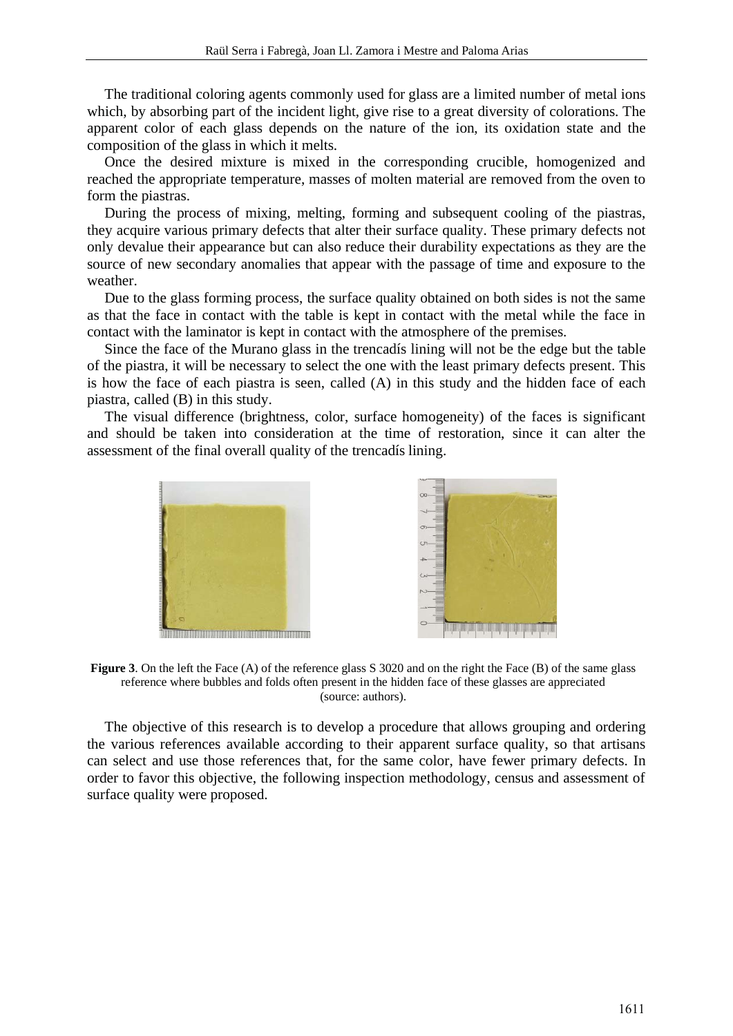The traditional coloring agents commonly used for glass are a limited number of metal ions which, by absorbing part of the incident light, give rise to a great diversity of colorations. The apparent color of each glass depends on the nature of the ion, its oxidation state and the composition of the glass in which it melts.

Once the desired mixture is mixed in the corresponding crucible, homogenized and reached the appropriate temperature, masses of molten material are removed from the oven to form the piastras.

During the process of mixing, melting, forming and subsequent cooling of the piastras, they acquire various primary defects that alter their surface quality. These primary defects not only devalue their appearance but can also reduce their durability expectations as they are the source of new secondary anomalies that appear with the passage of time and exposure to the weather.

Due to the glass forming process, the surface quality obtained on both sides is not the same as that the face in contact with the table is kept in contact with the metal while the face in contact with the laminator is kept in contact with the atmosphere of the premises.

Since the face of the Murano glass in the trencadís lining will not be the edge but the table of the piastra, it will be necessary to select the one with the least primary defects present. This is how the face of each piastra is seen, called (A) in this study and the hidden face of each piastra, called (B) in this study.

The visual difference (brightness, color, surface homogeneity) of the faces is significant and should be taken into consideration at the time of restoration, since it can alter the assessment of the final overall quality of the trencadís lining.

**Figure 3**. On the left the Face (A) of the reference glass S 3020 and on the right the Face (B) of the same glass reference where bubbles and folds often present in the hidden face of these glasses are appreciated (source: authors).

The objective of this research is to develop a procedure that allows grouping and ordering the various references available according to their apparent surface quality, so that artisans can select and use those references that, for the same color, have fewer primary defects. In order to favor this objective, the following inspection methodology, census and assessment of surface quality were proposed.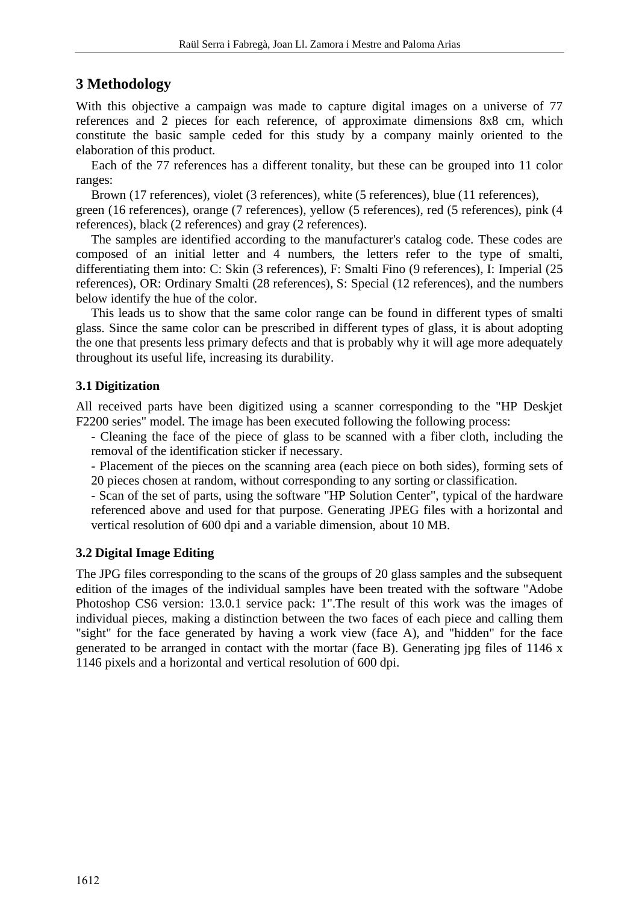## 3 Methodology

With this objective a campaign was made to capture digital images on a universe of 77 references and 2 pieces for each reference, of approximate dimensions 8x8 cm, which constitute the basic sample ceded for this study by a company mainly oriented to the elaboration of this product.

Each of the 77 references has a different tonality, but these can be grouped into 11 color ranges:

Brown (17 references), violet (3 references), white (5 references), blue (11 references), green (16 references), orange (7 references), yellow (5 references), red (5 references), pink (4 references), black (2 references) and gray (2 references).

The samples are identified according to the manufacturer's catalog code. These codes are composed of an initial letter and 4 numbers, the letters refer to the type of smalti, differentiating them into: C: Skin (3 references), F: Smalti Fino (9 references), I: Imperial (25 references), OR: Ordinary Smalti (28 references), S: Special (12 references), and the numbers below identify the hue of the color.

This leads us to show that the same color range can be found in different types of smalti glass. Since the same color can be prescribed in different types of glass, it is about adopting the one that presents less primary defects and that is probably why it will age more adequately throughout its useful life, increasing its durability.

### 3.1 Digitization

All received parts have been digitized using a scanner corresponding to the "HP Deskjet F2200 series" model. The image has been executed following the following process:

- Cleaning the face of the piece of glass to be scanned with a fiber cloth, including the removal of the identification sticker if necessary.
- Placement of the pieces on the scanning area (each piece on both sides), forming sets of 20 pieces chosen at random, without corresponding to any sorting or classification.
- Scan of the set of parts, using the software "HP Solution Center", typical of the hardware referenced above and used for that purpose. Generating JPEG files with a horizontal and vertical resolution of 600 dpi and a variable dimension, about 10 MB.

### 3.2 Digital Image Editing

The JPG files corresponding to the scans of the groups of 20 glass samples and the subsequent edition of the images of the individual samples have been treated with the software "Adobe Photoshop CS6 version: 13.0.1 service pack: 1".The result of this work was the images of individual pieces, making a distinction between the two faces of each piece and calling them "sight" for the face generated by having a work view (face A), and "hidden" for the face generated to be arranged in contact with the mortar (face B). Generating jpg files of 1146 x 1146 pixels and a horizontal and vertical resolution of 600 dpi.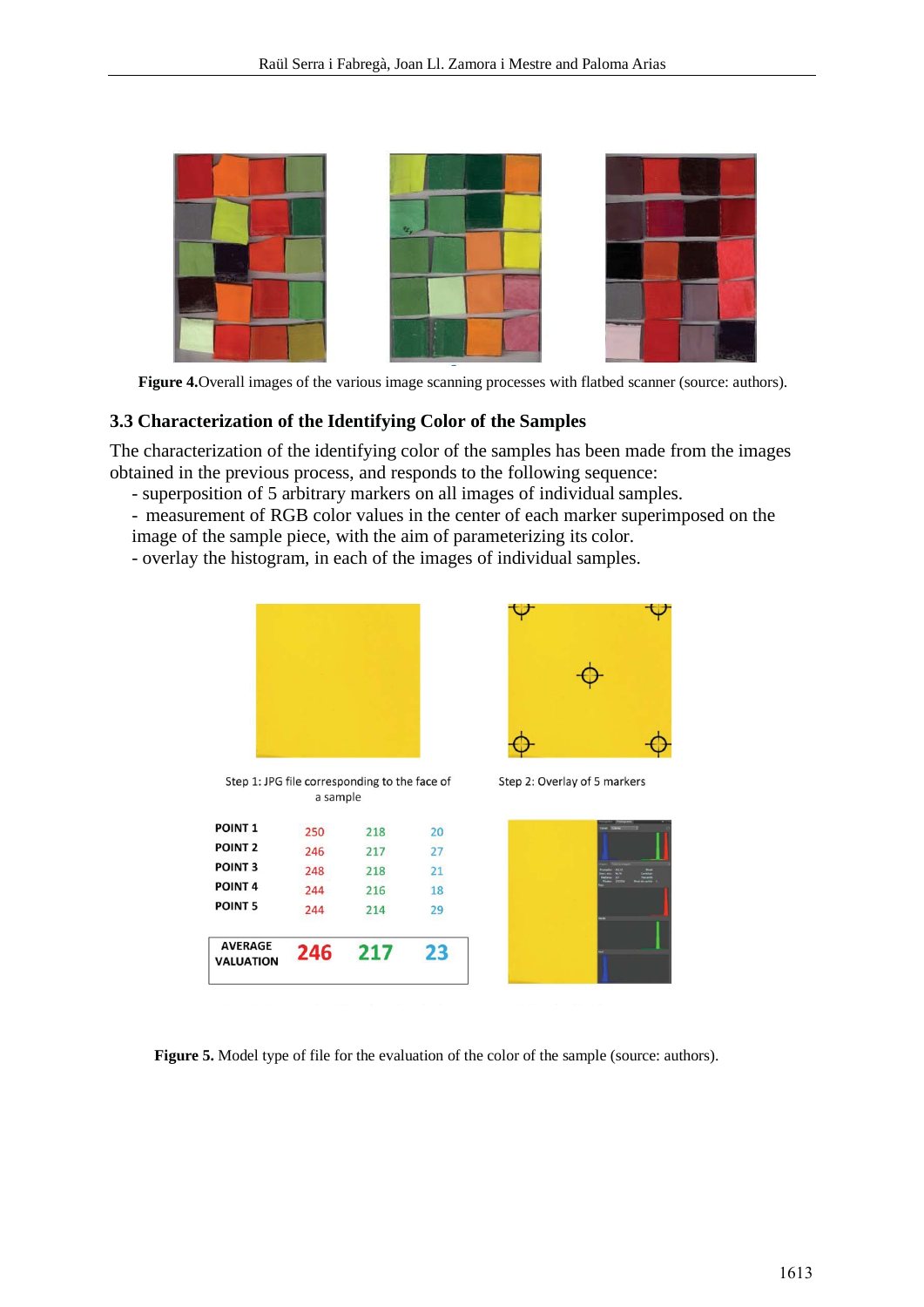**Figure 4.** Overall images of the various image scanning processes with flatbed scanner (source: authors).

### 3.3 Characterization of the Identifying Color of the Samples

The characterization of the identifying color of the samples has been made from the images obtained in the previous process, and responds to the following sequence:

- superposition of 5 arbitrary markers on all images of individual samples.
- measurement of RGB color values in the center of each marker superimposed on the image of the sample piece, with the aim of parameterizing its color.
- overlay the histogram, in each of the images of individual samples.

Step 1: JPG file corresponding to the face of a sample

Step 2: Overlay of 5 markers

| | | | |
|---|---|---|---|
| POINT 1 | 250 | 218 | 20 |
| POINT 2 | 246 | 217 | 27 |
| POINT 3 | 248 | 218 | 21 |
| POINT 4 | 244 | 216 | 18 |
| POINT 5 | 244 | 214 | 29 |
| AVERAGE VALUATION | 246 | 217 | 23 |

**Figure 5.** Model type of file for the evaluation of the color of the sample (source: authors).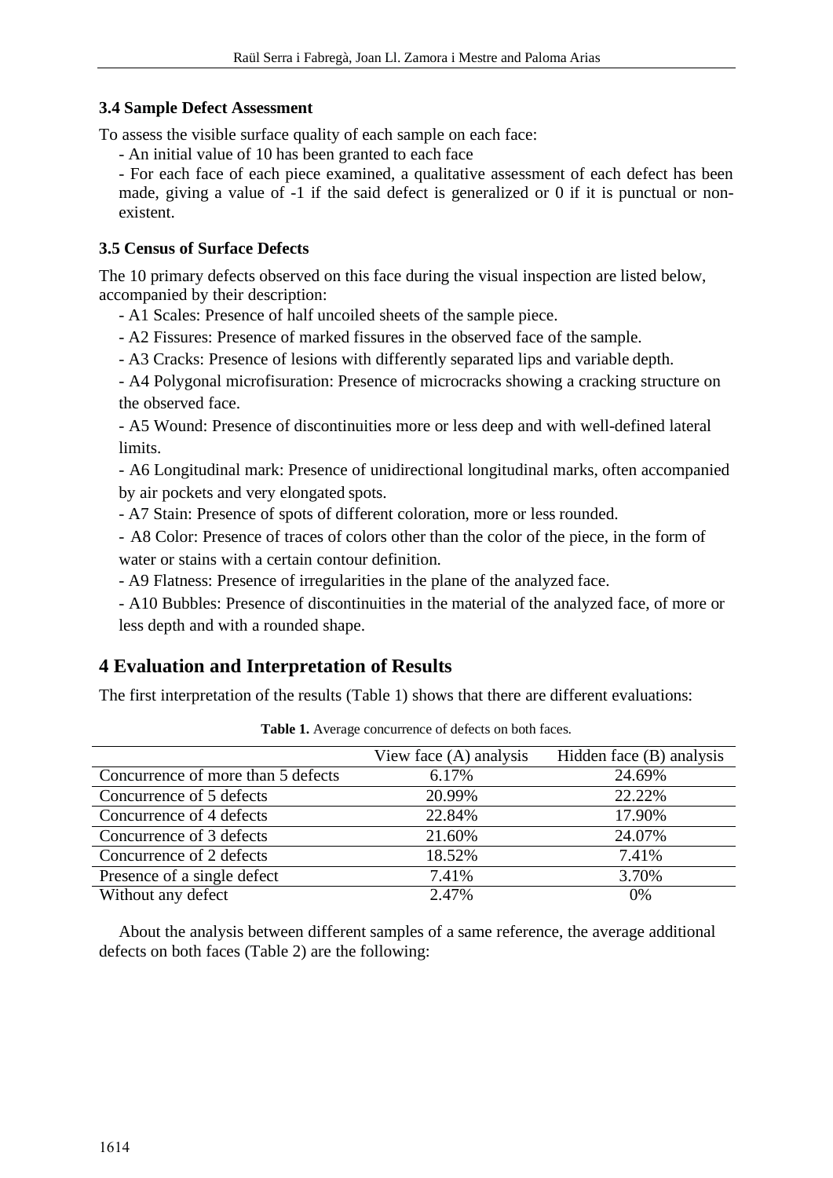### 3.4 Sample Defect Assessment

To assess the visible surface quality of each sample on each face:

- An initial value of 10 has been granted to each face
- For each face of each piece examined, a qualitative assessment of each defect has been made, giving a value of -1 if the said defect is generalized or 0 if it is punctual or non-existent.

### 3.5 Census of Surface Defects

The 10 primary defects observed on this face during the visual inspection are listed below, accompanied by their description:

- A1 Scales: Presence of half uncoiled sheets of the sample piece.
- A2 Fissures: Presence of marked fissures in the observed face of the sample.
- A3 Cracks: Presence of lesions with differently separated lips and variable depth.
- A4 Polygonal microfisuration: Presence of microcracks showing a cracking structure on the observed face.
- A5 Wound: Presence of discontinuities more or less deep and with well-defined lateral limits.
- A6 Longitudinal mark: Presence of unidirectional longitudinal marks, often accompanied by air pockets and very elongated spots.
- A7 Stain: Presence of spots of different coloration, more or less rounded.
- A8 Color: Presence of traces of colors other than the color of the piece, in the form of water or stains with a certain contour definition.
- A9 Flatness: Presence of irregularities in the plane of the analyzed face.
- A10 Bubbles: Presence of discontinuities in the material of the analyzed face, of more or less depth and with a rounded shape.

## 4 Evaluation and Interpretation of Results

The first interpretation of the results (Table 1) shows that there are different evaluations:

**Table 1.** Average concurrence of defects on both faces.

| | View face (A) analysis | Hidden face (B) analysis |
|---|---|---|
| Concurrence of more than 5 defects | 6.17% | 24.69% |
| Concurrence of 5 defects | 20.99% | 22.22% |
| Concurrence of 4 defects | 22.84% | 17.90% |
| Concurrence of 3 defects | 21.60% | 24.07% |
| Concurrence of 2 defects | 18.52% | 7.41% |
| Presence of a single defect | 7.41% | 3.70% |
| Without any defect | 2.47% | 0% |

About the analysis between different samples of a same reference, the average additional defects on both faces (Table 2) are the following: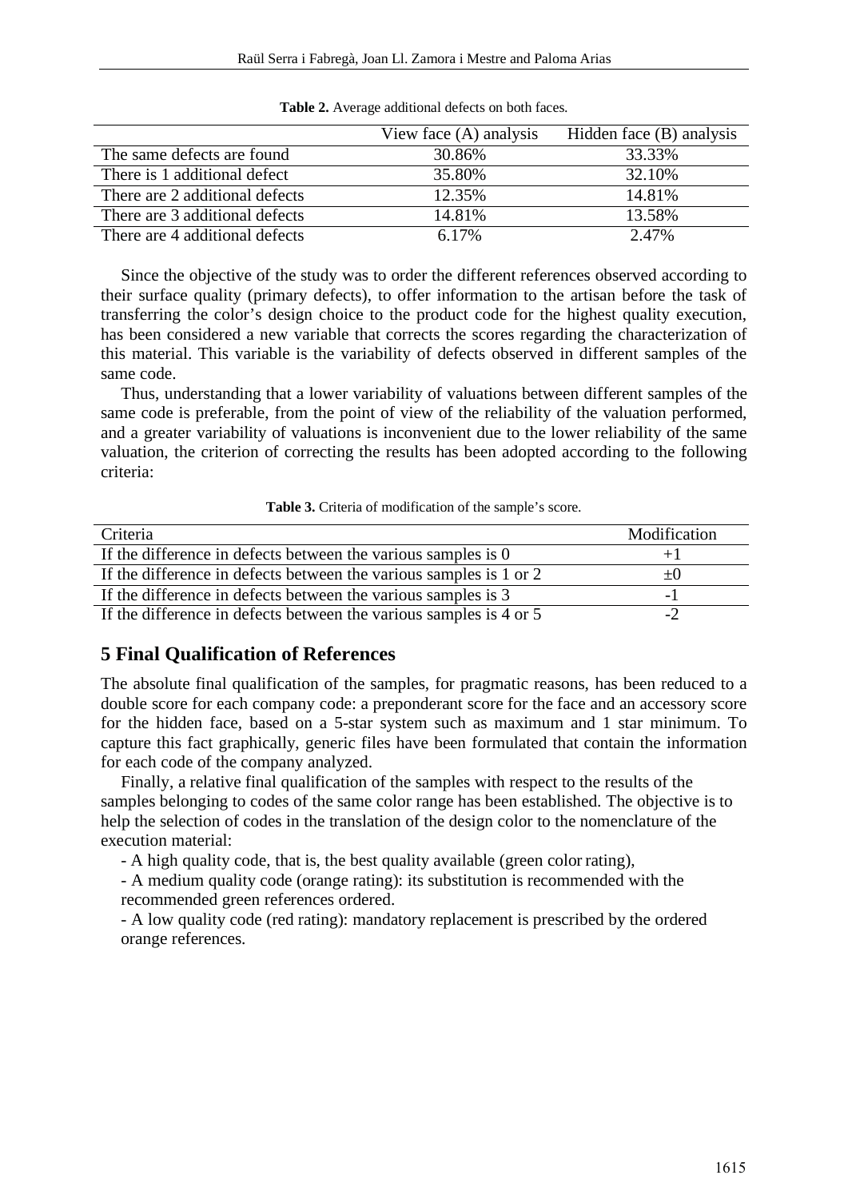**Table 2.** Average additional defects on both faces.

| | View face (A) analysis | Hidden face (B) analysis |
|---|---|---|
| The same defects are found | 30.86% | 33.33% |
| There is 1 additional defect | 35.80% | 32.10% |
| There are 2 additional defects | 12.35% | 14.81% |
| There are 3 additional defects | 14.81% | 13.58% |
| There are 4 additional defects | 6.17% | 2.47% |

Since the objective of the study was to order the different references observed according to their surface quality (primary defects), to offer information to the artisan before the task of transferring the color's design choice to the product code for the highest quality execution, has been considered a new variable that corrects the scores regarding the characterization of this material. This variable is the variability of defects observed in different samples of the same code.

Thus, understanding that a lower variability of valuations between different samples of the same code is preferable, from the point of view of the reliability of the valuation performed, and a greater variability of valuations is inconvenient due to the lower reliability of the same valuation, the criterion of correcting the results has been adopted according to the following criteria:

**Table 3.** Criteria of modification of the sample's score.

| Criteria | Modification |
|---|---|
| If the difference in defects between the various samples is 0 | +1 |
| If the difference in defects between the various samples is 1 or 2 | ±0 |
| If the difference in defects between the various samples is 3 | -1 |
| If the difference in defects between the various samples is 4 or 5 | -2 |

## 5 Final Qualification of References

The absolute final qualification of the samples, for pragmatic reasons, has been reduced to a double score for each company code: a preponderant score for the face and an accessory score for the hidden face, based on a 5-star system such as maximum and 1 star minimum. To capture this fact graphically, generic files have been formulated that contain the information for each code of the company analyzed.

Finally, a relative final qualification of the samples with respect to the results of the samples belonging to codes of the same color range has been established. The objective is to help the selection of codes in the translation of the design color to the nomenclature of the execution material:

- A high quality code, that is, the best quality available (green color rating),
- A medium quality code (orange rating): its substitution is recommended with the recommended green references ordered.
- A low quality code (red rating): mandatory replacement is prescribed by the ordered orange references.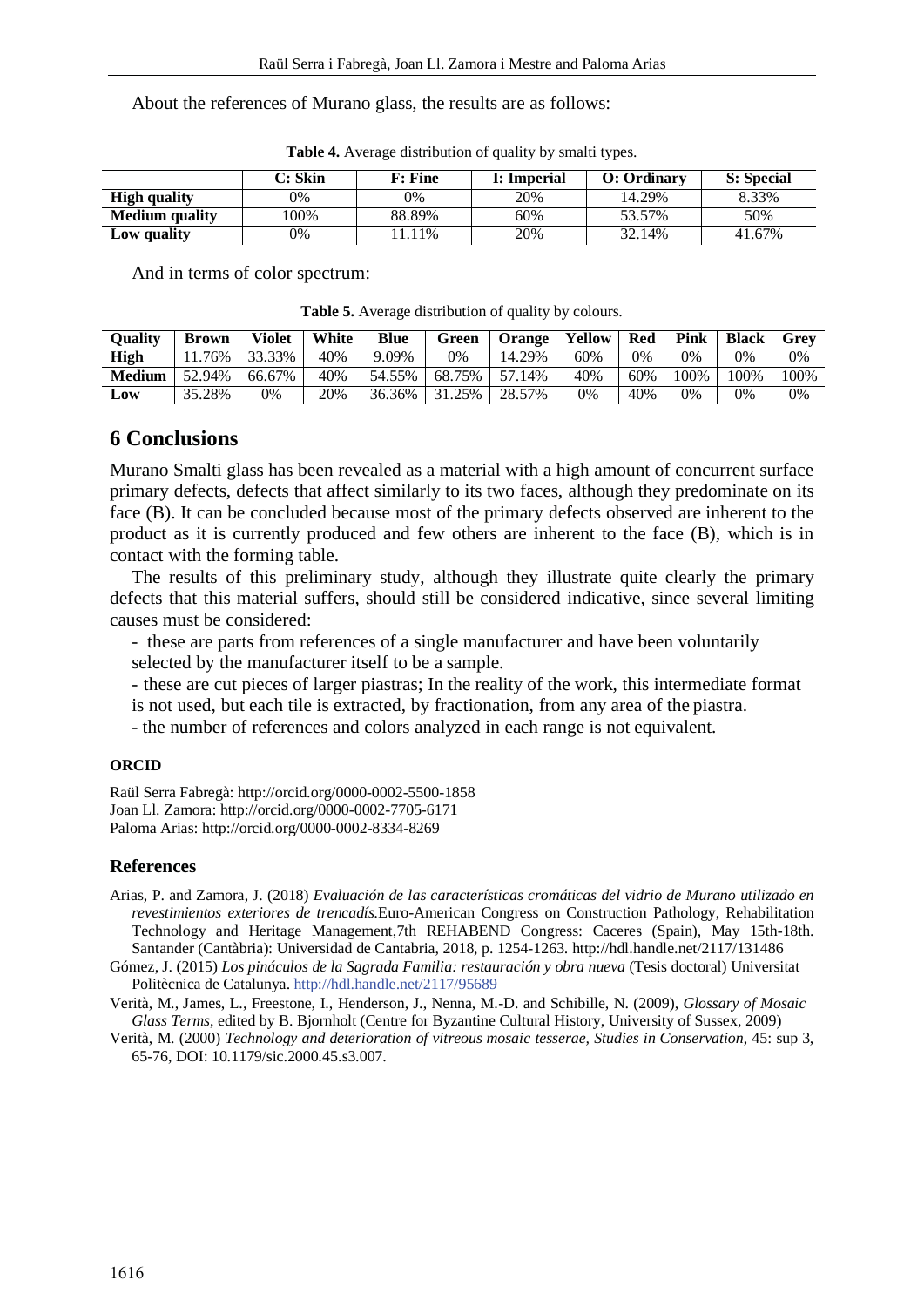About the references of Murano glass, the results are as follows:

**Table 4.** Average distribution of quality by smalti types.

| | C: Skin | F: Fine | I: Imperial | O: Ordinary | S: Special |
|---|---|---|---|---|---|
| **High quality** | 0% | 0% | 20% | 14.29% | 8.33% |
| **Medium quality** | 100% | 88.89% | 60% | 53.57% | 50% |
| **Low quality** | 0% | 11.11% | 20% | 32.14% | 41.67% |

And in terms of color spectrum:

**Table 5.** Average distribution of quality by colours.

| Quality | Brown | Violet | White | Blue | Green | Orange | Yellow | Red | Pink | Black | Grey |
|---|---|---|---|---|---|---|---|---|---|---|---|
| **High** | 11.76% | 33.33% | 40% | 9.09% | 0% | 14.29% | 60% | 0% | 0% | 0% | 0% |
| **Medium** | 52.94% | 66.67% | 40% | 54.55% | 68.75% | 57.14% | 40% | 60% | 100% | 100% | 100% |
| **Low** | 35.28% | 0% | 20% | 36.36% | 31.25% | 28.57% | 0% | 40% | 0% | 0% | 0% |

## 6 Conclusions

Murano Smalti glass has been revealed as a material with a high amount of concurrent surface primary defects, defects that affect similarly to its two faces, although they predominate on its face (B). It can be concluded because most of the primary defects observed are inherent to the product as it is currently produced and few others are inherent to the face (B), which is in contact with the forming table.

The results of this preliminary study, although they illustrate quite clearly the primary defects that this material suffers, should still be considered indicative, since several limiting causes must be considered:

- these are parts from references of a single manufacturer and have been voluntarily selected by the manufacturer itself to be a sample.
- these are cut pieces of larger piastras; In the reality of the work, this intermediate format is not used, but each tile is extracted, by fractionation, from any area of the piastra.
- the number of references and colors analyzed in each range is not equivalent.

#### ORCID

Raül Serra Fabregà: http://orcid.org/0000-0002-5500-1858
Joan Ll. Zamora: http://orcid.org/0000-0002-7705-6171
Paloma Arias: http://orcid.org/0000-0002-8334-8269

### References

Arias, P. and Zamora, J. (2018) *Evaluación de las características cromáticas del vidrio de Murano utilizado en revestimientos exteriores de trencadís.*Euro-American Congress on Construction Pathology, Rehabilitation Technology and Heritage Management,7th REHABEND Congress: Caceres (Spain), May 15th-18th. Santander (Cantàbria): Universidad de Cantabria, 2018, p. 1254-1263. http://hdl.handle.net/2117/131486

Gómez, J. (2015) *Los pináculos de la Sagrada Familia: restauración y obra nueva* (Tesis doctoral) Universitat Politècnica de Catalunya. http://hdl.handle.net/2117/95689

Verità, M., James, L., Freestone, I., Henderson, J., Nenna, M.-D. and Schibille, N. (2009), *Glossary of Mosaic Glass Terms*, edited by B. Bjornholt (Centre for Byzantine Cultural History, University of Sussex, 2009)

Verità, M. (2000) *Technology and deterioration of vitreous mosaic tesserae, Studies in Conservation*, 45: sup 3, 65-76, DOI: 10.1179/sic.2000.45.s3.007.